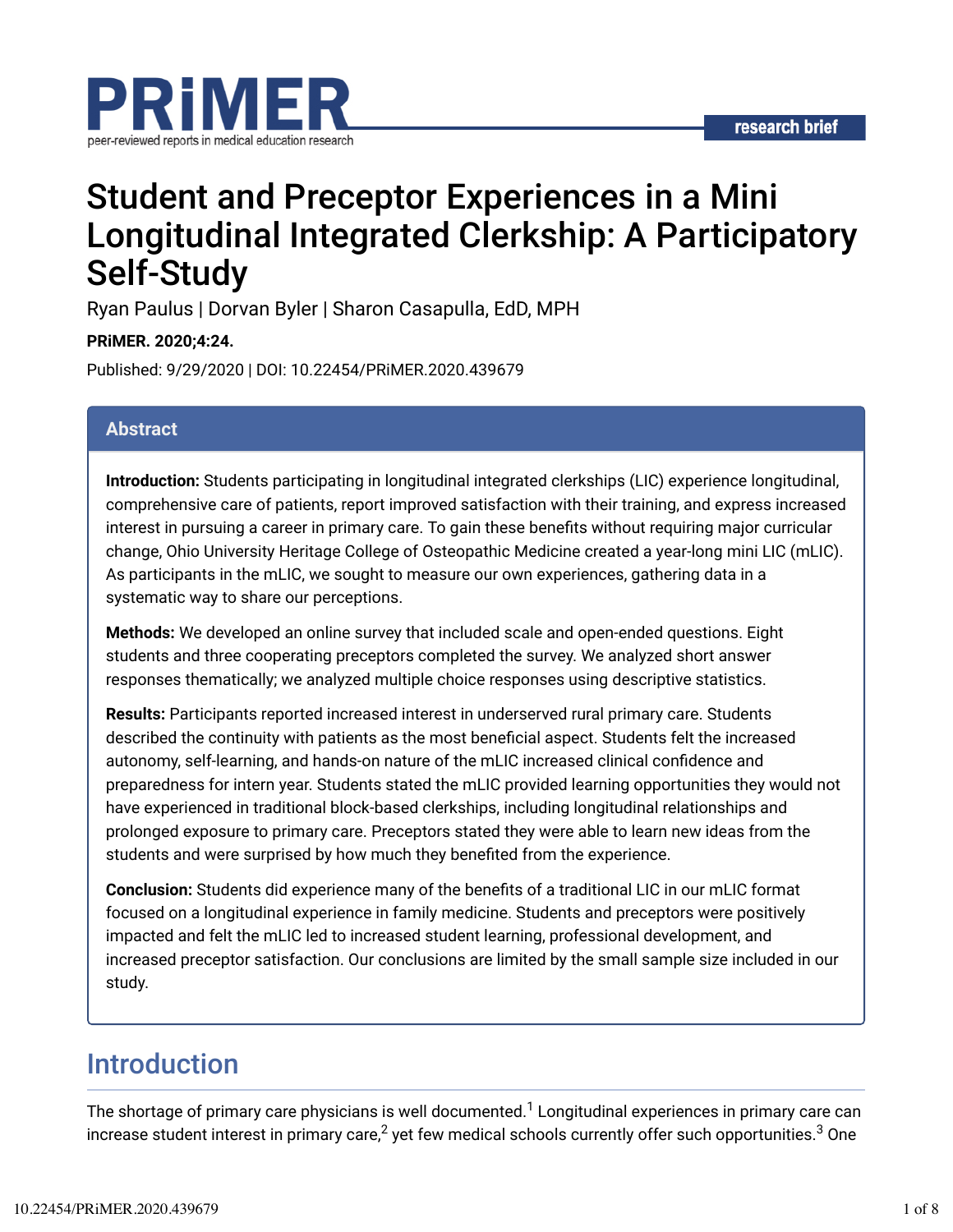# Student and Preceptor Experiences in a Mini Longitudinal Integrated Clerkship: A Participatory Self-Study

Ryan Paulus | Dorvan Byler | Sharon Casapulla, EdD, MPH

**PRiMER. 2020;4:24.**

Published: 9/29/2020 | DOI: 10.22454/PRiMER.2020.439679

## Abstract

**Introduction:** Students participating in longitudinal integrated clerkships (LIC) experience longitudinal, comprehensive care of patients, report improved satisfaction with their training, and express increased interest in pursuing a career in primary care. To gain these benefits without requiring major curricular change, Ohio University Heritage College of Osteopathic Medicine created a year-long mini LIC (mLIC). As participants in the mLIC, we sought to measure our own experiences, gathering data in a systematic way to share our perceptions.

**Methods:** We developed an online survey that included scale and open-ended questions. Eight students and three cooperating preceptors completed the survey. We analyzed short answer responses thematically; we analyzed multiple choice responses using descriptive statistics.

**Results:** Participants reported increased interest in underserved rural primary care. Students described the continuity with patients as the most beneficial aspect. Students felt the increased autonomy, self-learning, and hands-on nature of the mLIC increased clinical confidence and preparedness for intern year. Students stated the mLIC provided learning opportunities they would not have experienced in traditional block-based clerkships, including longitudinal relationships and prolonged exposure to primary care. Preceptors stated they were able to learn new ideas from the students and were surprised by how much they benefited from the experience.

**Conclusion:** Students did experience many of the benefits of a traditional LIC in our mLIC format focused on a longitudinal experience in family medicine. Students and preceptors were positively impacted and felt the mLIC led to increased student learning, professional development, and increased preceptor satisfaction. Our conclusions are limited by the small sample size included in our study.

## Introduction

The shortage of primary care physicians is well documented.[1] Longitudinal experiences in primary care can increase student interest in primary care,[2] yet few medical schools currently offer such opportunities.[3] One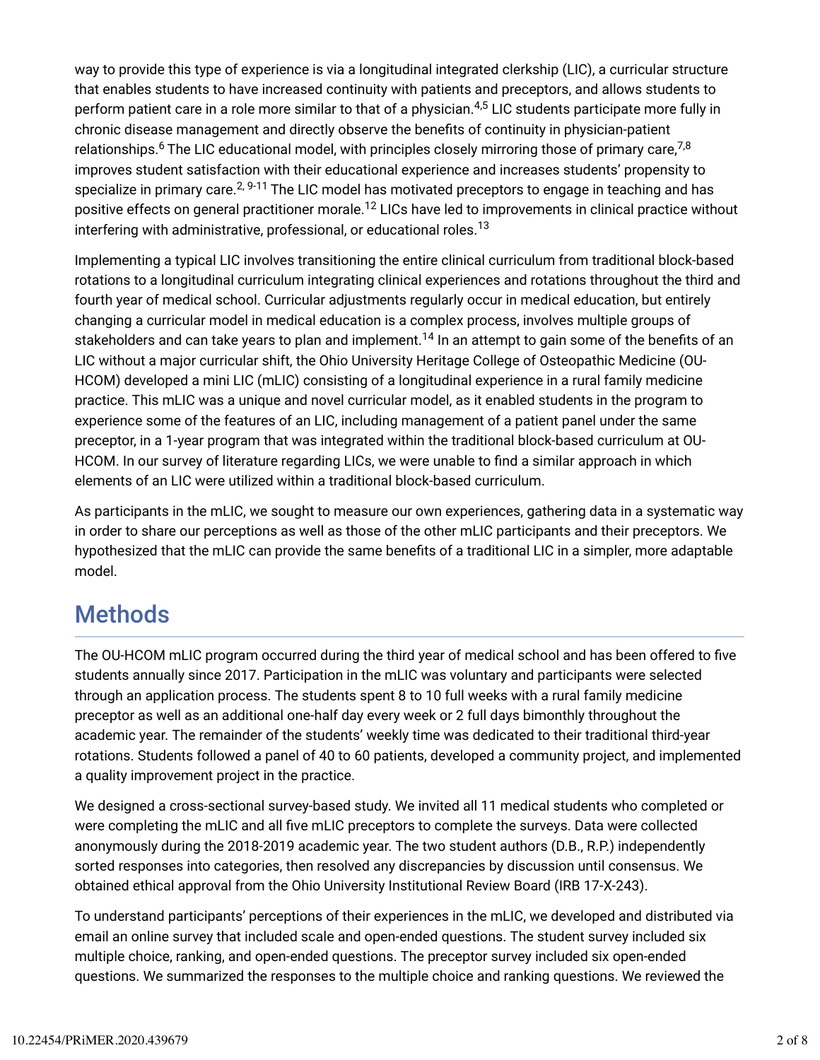way to provide this type of experience is via a longitudinal integrated clerkship (LIC), a curricular structure that enables students to have increased continuity with patients and preceptors, and allows students to perform patient care in a role more similar to that of a physician.[4,5] LIC students participate more fully in chronic disease management and directly observe the benefits of continuity in physician-patient relationships.[6] The LIC educational model, with principles closely mirroring those of primary care,[7,8] improves student satisfaction with their educational experience and increases students' propensity to specialize in primary care.[2, 9-11] The LIC model has motivated preceptors to engage in teaching and has positive effects on general practitioner morale.[12] LICs have led to improvements in clinical practice without interfering with administrative, professional, or educational roles.[13]

Implementing a typical LIC involves transitioning the entire clinical curriculum from traditional block-based rotations to a longitudinal curriculum integrating clinical experiences and rotations throughout the third and fourth year of medical school. Curricular adjustments regularly occur in medical education, but entirely changing a curricular model in medical education is a complex process, involves multiple groups of stakeholders and can take years to plan and implement.[14] In an attempt to gain some of the benefits of an LIC without a major curricular shift, the Ohio University Heritage College of Osteopathic Medicine (OU-HCOM) developed a mini LIC (mLIC) consisting of a longitudinal experience in a rural family medicine practice. This mLIC was a unique and novel curricular model, as it enabled students in the program to experience some of the features of an LIC, including management of a patient panel under the same preceptor, in a 1-year program that was integrated within the traditional block-based curriculum at OU-HCOM. In our survey of literature regarding LICs, we were unable to find a similar approach in which elements of an LIC were utilized within a traditional block-based curriculum.

As participants in the mLIC, we sought to measure our own experiences, gathering data in a systematic way in order to share our perceptions as well as those of the other mLIC participants and their preceptors. We hypothesized that the mLIC can provide the same benefits of a traditional LIC in a simpler, more adaptable model.

## Methods

The OU-HCOM mLIC program occurred during the third year of medical school and has been offered to five students annually since 2017. Participation in the mLIC was voluntary and participants were selected through an application process. The students spent 8 to 10 full weeks with a rural family medicine preceptor as well as an additional one-half day every week or 2 full days bimonthly throughout the academic year. The remainder of the students' weekly time was dedicated to their traditional third-year rotations. Students followed a panel of 40 to 60 patients, developed a community project, and implemented a quality improvement project in the practice.

We designed a cross-sectional survey-based study. We invited all 11 medical students who completed or were completing the mLIC and all five mLIC preceptors to complete the surveys. Data were collected anonymously during the 2018-2019 academic year. The two student authors (D.B., R.P.) independently sorted responses into categories, then resolved any discrepancies by discussion until consensus. We obtained ethical approval from the Ohio University Institutional Review Board (IRB 17-X-243).

To understand participants' perceptions of their experiences in the mLIC, we developed and distributed via email an online survey that included scale and open-ended questions. The student survey included six multiple choice, ranking, and open-ended questions. The preceptor survey included six open-ended questions. We summarized the responses to the multiple choice and ranking questions. We reviewed the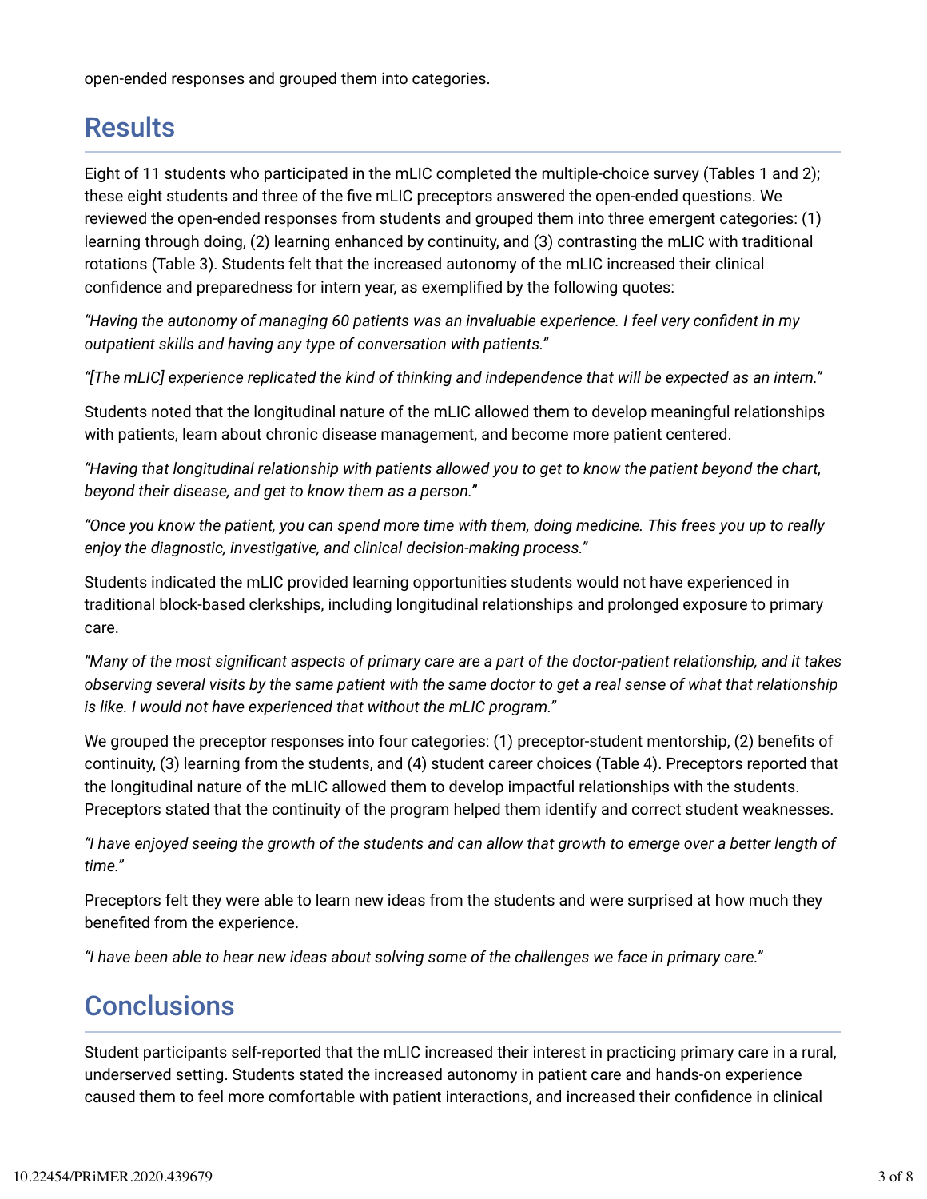open-ended responses and grouped them into categories.

## Results

Eight of 11 students who participated in the mLIC completed the multiple-choice survey (Tables 1 and 2); these eight students and three of the five mLIC preceptors answered the open-ended questions. We reviewed the open-ended responses from students and grouped them into three emergent categories: (1) learning through doing, (2) learning enhanced by continuity, and (3) contrasting the mLIC with traditional rotations (Table 3). Students felt that the increased autonomy of the mLIC increased their clinical confidence and preparedness for intern year, as exemplified by the following quotes:

*"Having the autonomy of managing 60 patients was an invaluable experience. I feel very confident in my outpatient skills and having any type of conversation with patients."*

*"[The mLIC] experience replicated the kind of thinking and independence that will be expected as an intern."*

Students noted that the longitudinal nature of the mLIC allowed them to develop meaningful relationships with patients, learn about chronic disease management, and become more patient centered.

*"Having that longitudinal relationship with patients allowed you to get to know the patient beyond the chart, beyond their disease, and get to know them as a person."*

*"Once you know the patient, you can spend more time with them, doing medicine. This frees you up to really enjoy the diagnostic, investigative, and clinical decision-making process."*

Students indicated the mLIC provided learning opportunities students would not have experienced in traditional block-based clerkships, including longitudinal relationships and prolonged exposure to primary care.

*"Many of the most significant aspects of primary care are a part of the doctor-patient relationship, and it takes observing several visits by the same patient with the same doctor to get a real sense of what that relationship is like. I would not have experienced that without the mLIC program."*

We grouped the preceptor responses into four categories: (1) preceptor-student mentorship, (2) benefits of continuity, (3) learning from the students, and (4) student career choices (Table 4). Preceptors reported that the longitudinal nature of the mLIC allowed them to develop impactful relationships with the students. Preceptors stated that the continuity of the program helped them identify and correct student weaknesses.

*"I have enjoyed seeing the growth of the students and can allow that growth to emerge over a better length of time."*

Preceptors felt they were able to learn new ideas from the students and were surprised at how much they benefited from the experience.

*"I have been able to hear new ideas about solving some of the challenges we face in primary care."*

## Conclusions

Student participants self-reported that the mLIC increased their interest in practicing primary care in a rural, underserved setting. Students stated the increased autonomy in patient care and hands-on experience caused them to feel more comfortable with patient interactions, and increased their confidence in clinical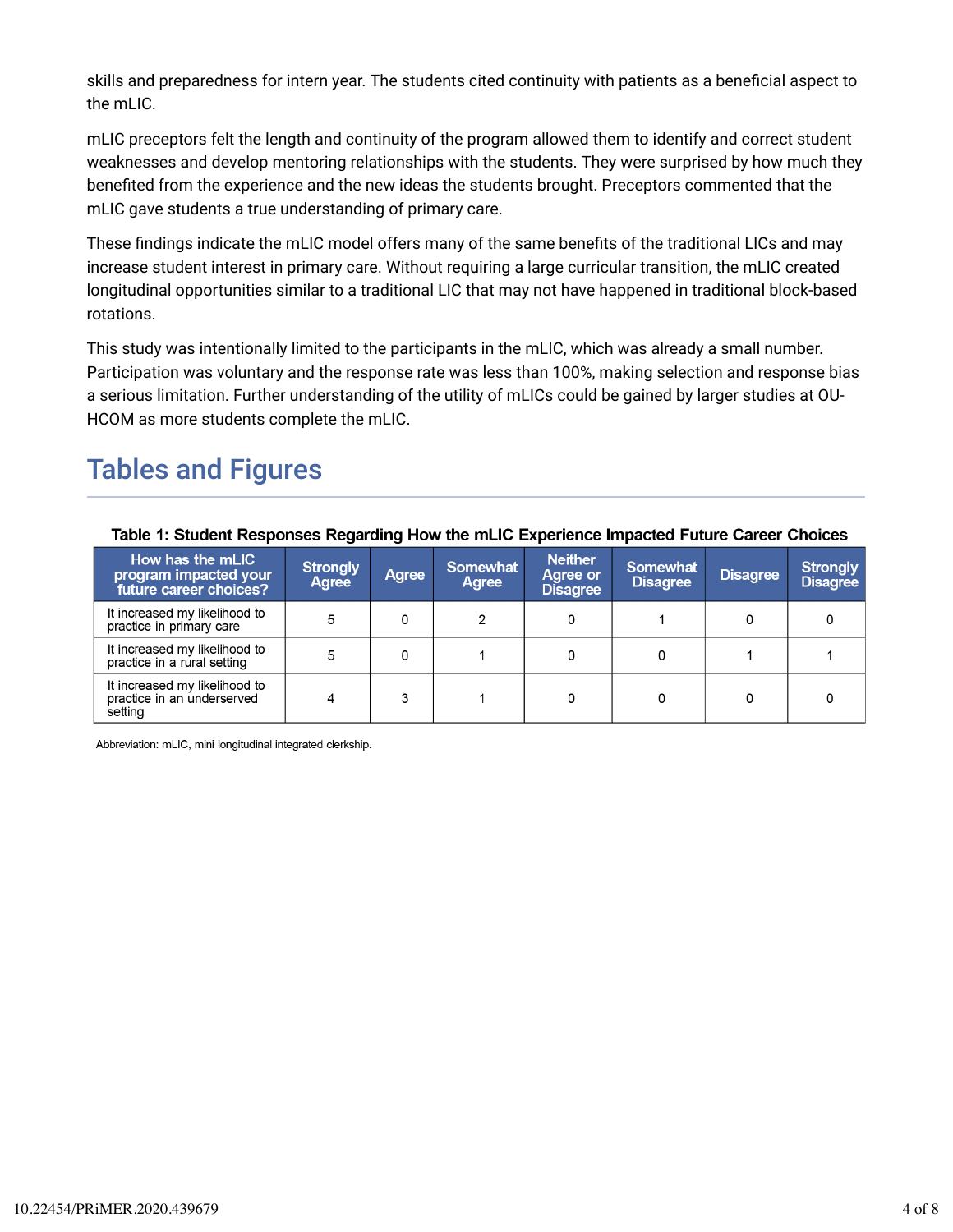skills and preparedness for intern year. The students cited continuity with patients as a beneficial aspect to the mLIC.

mLIC preceptors felt the length and continuity of the program allowed them to identify and correct student weaknesses and develop mentoring relationships with the students. They were surprised by how much they benefited from the experience and the new ideas the students brought. Preceptors commented that the mLIC gave students a true understanding of primary care.

These findings indicate the mLIC model offers many of the same benefits of the traditional LICs and may increase student interest in primary care. Without requiring a large curricular transition, the mLIC created longitudinal opportunities similar to a traditional LIC that may not have happened in traditional block-based rotations.

This study was intentionally limited to the participants in the mLIC, which was already a small number. Participation was voluntary and the response rate was less than 100%, making selection and response bias a serious limitation. Further understanding of the utility of mLICs could be gained by larger studies at OU-HCOM as more students complete the mLIC.

## Tables and Figures

**Table 1: Student Responses Regarding How the mLIC Experience Impacted Future Career Choices**

| How has the mLIC program impacted your future career choices? | Strongly Agree | Agree | Somewhat Agree | Neither Agree or Disagree | Somewhat Disagree | Disagree | Strongly Disagree |
|---|---|---|---|---|---|---|---|
| It increased my likelihood to practice in primary care | 5 | 0 | 2 | 0 | 1 | 0 | 0 |
| It increased my likelihood to practice in a rural setting | 5 | 0 | 1 | 0 | 0 | 1 | 1 |
| It increased my likelihood to practice in an underserved setting | 4 | 3 | 1 | 0 | 0 | 0 | 0 |

Abbreviation: mLIC, mini longitudinal integrated clerkship.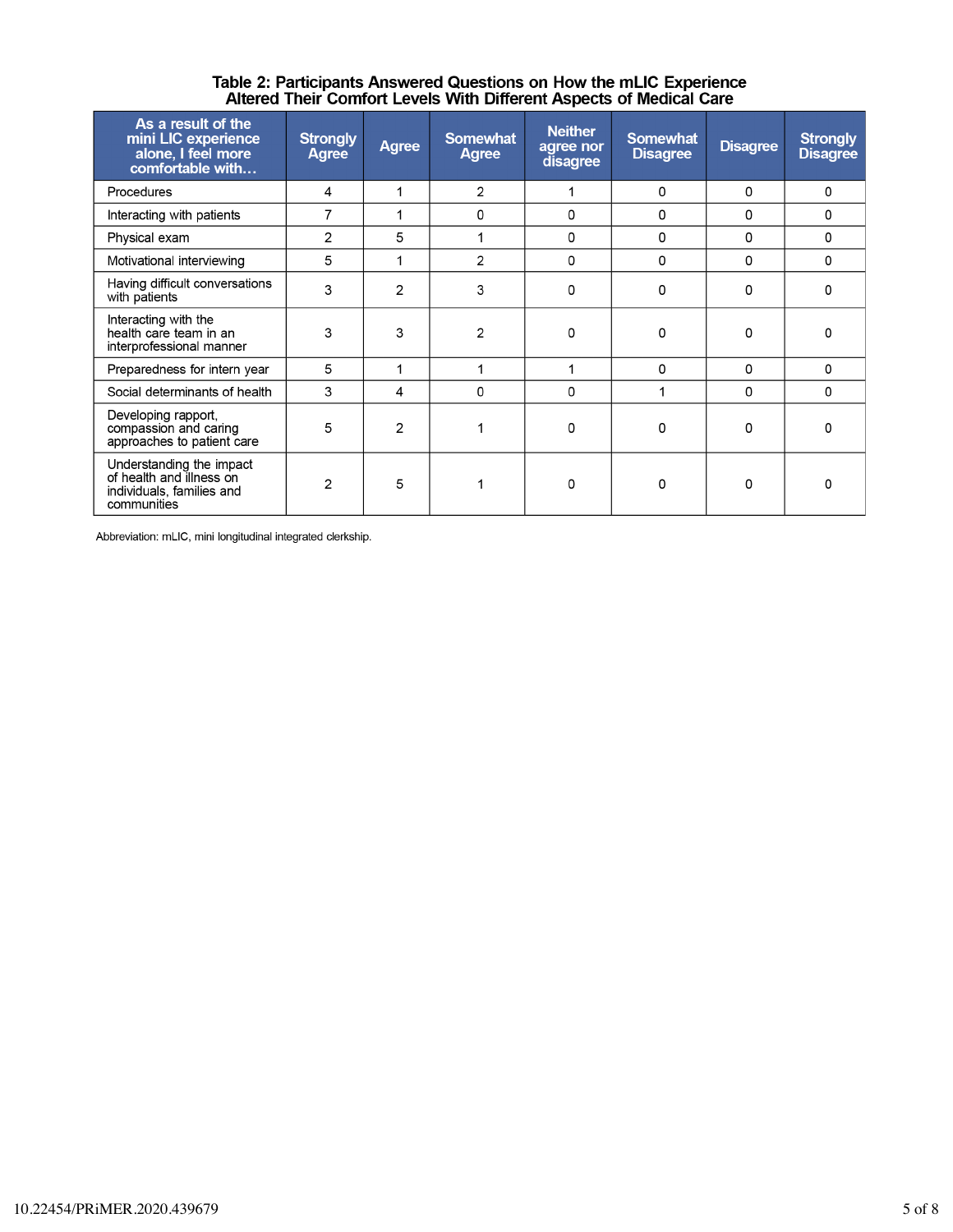**Table 2: Participants Answered Questions on How the mLIC Experience Altered Their Comfort Levels With Different Aspects of Medical Care**

| As a result of the mini LIC experience alone, I feel more comfortable with… | Strongly Agree | Agree | Somewhat Agree | Neither agree nor disagree | Somewhat Disagree | Disagree | Strongly Disagree |
|---|---|---|---|---|---|---|---|
| Procedures | 4 | 1 | 2 | 1 | 0 | 0 | 0 |
| Interacting with patients | 7 | 1 | 0 | 0 | 0 | 0 | 0 |
| Physical exam | 2 | 5 | 1 | 0 | 0 | 0 | 0 |
| Motivational interviewing | 5 | 1 | 2 | 0 | 0 | 0 | 0 |
| Having difficult conversations with patients | 3 | 2 | 3 | 0 | 0 | 0 | 0 |
| Interacting with the health care team in an interprofessional manner | 3 | 3 | 2 | 0 | 0 | 0 | 0 |
| Preparedness for intern year | 5 | 1 | 1 | 1 | 0 | 0 | 0 |
| Social determinants of health | 3 | 4 | 0 | 0 | 1 | 0 | 0 |
| Developing rapport, compassion and caring approaches to patient care | 5 | 2 | 1 | 0 | 0 | 0 | 0 |
| Understanding the impact of health and illness on individuals, families and communities | 2 | 5 | 1 | 0 | 0 | 0 | 0 |

Abbreviation: mLIC, mini longitudinal integrated clerkship.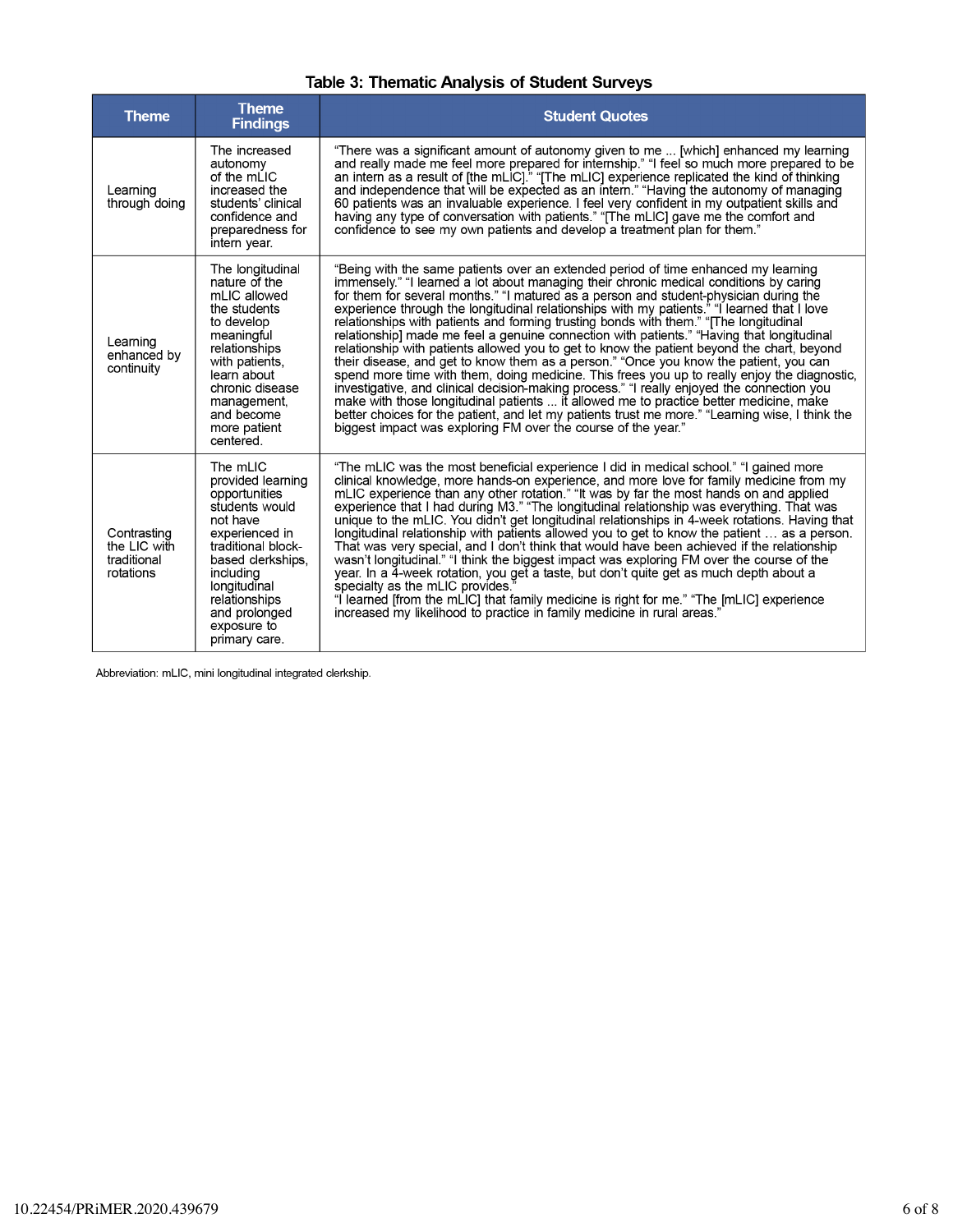**Table 3: Thematic Analysis of Student Surveys**

| Theme | Theme Findings | Student Quotes |
|---|---|---|
| Learning through doing | The increased autonomy of the mLIC increased the students' clinical confidence and preparedness for intern year. | "There was a significant amount of autonomy given to me ... [which] enhanced my learning and really made me feel more prepared for internship." "I feel so much more prepared to be an intern as a result of [the mLIC]." "[The mLIC] experience replicated the kind of thinking and independence that will be expected as an intern." "Having the autonomy of managing 60 patients was an invaluable experience. I feel very confident in my outpatient skills and having any type of conversation with patients." "[The mLIC] gave me the comfort and confidence to see my own patients and develop a treatment plan for them." |
| Learning enhanced by continuity | The longitudinal nature of the mLIC allowed the students to develop meaningful relationships with patients, learn about chronic disease management, and become more patient centered. | "Being with the same patients over an extended period of time enhanced my learning immensely." "I learned a lot about managing their chronic medical conditions by caring for them for several months." "I matured as a person and student-physician during the experience through the longitudinal relationships with my patients." "I learned that I love relationships with patients and forming trusting bonds with them." "[The longitudinal relationship] made me feel a genuine connection with patients." "Having that longitudinal relationship with patients allowed you to get to know the patient beyond the chart, beyond their disease, and get to know them as a person." "Once you know the patient, you can spend more time with them, doing medicine. This frees you up to really enjoy the diagnostic, investigative, and clinical decision-making process." "I really enjoyed the connection you make with those longitudinal patients ... it allowed me to practice better medicine, make better choices for the patient, and let my patients trust me more." "Learning wise, I think the biggest impact was exploring FM over the course of the year." |
| Contrasting the LIC with traditional rotations | The mLIC provided learning opportunities students would not have experienced in traditional block-based clerkships, including longitudinal relationships and prolonged exposure to primary care. | "The mLIC was the most beneficial experience I did in medical school." "I gained more clinical knowledge, more hands-on experience, and more love for family medicine from my mLIC experience than any other rotation." "It was by far the most hands on and applied experience that I had during M3." "The longitudinal relationship was everything. That was unique to the mLIC. You didn't get longitudinal relationships in 4-week rotations. Having that longitudinal relationship with patients allowed you to get to know the patient … as a person. That was very special, and I don't think that would have been achieved if the relationship wasn't longitudinal." "I think the biggest impact was exploring FM over the course of the year. In a 4-week rotation, you get a taste, but don't quite get as much depth about a specialty as the mLIC provides." "I learned [from the mLIC] that family medicine is right for me." "The [mLIC] experience increased my likelihood to practice in family medicine in rural areas." |

Abbreviation: mLIC, mini longitudinal integrated clerkship.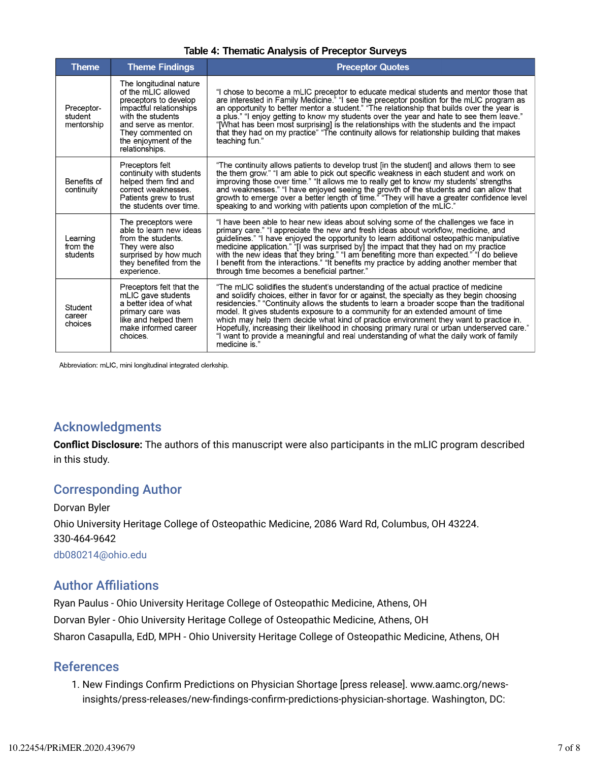**Table 4: Thematic Analysis of Preceptor Surveys**

| Theme | Theme Findings | Preceptor Quotes |
|---|---|---|
| Preceptor-student mentorship | The longitudinal nature of the mLIC allowed preceptors to develop impactful relationships with the students and serve as mentor. They commented on the enjoyment of the relationships. | "I chose to become a mLIC preceptor to educate medical students and mentor those that are interested in Family Medicine." "I see the preceptor position for the mLIC program as an opportunity to better mentor a student." "The relationship that builds over the year is a plus." "I enjoy getting to know my students over the year and hate to see them leave." "[What has been most surprising] is the relationships with the students and the impact that they had on my practice" "The continuity allows for relationship building that makes teaching fun." |
| Benefits of continuity | Preceptors felt continuity with students helped them find and correct weaknesses. Patients grew to trust the students over time. | "The continuity allows patients to develop trust [in the student] and allows them to see the them grow." "I am able to pick out specific weakness in each student and work on improving those over time." "It allows me to really get to know my students' strengths and weaknesses." "I have enjoyed seeing the growth of the students and can allow that growth to emerge over a better length of time." "They will have a greater confidence level speaking to and working with patients upon completion of the mLIC." |
| Learning from the students | The preceptors were able to learn new ideas from the students. They were also surprised by how much they benefited from the experience. | "I have been able to hear new ideas about solving some of the challenges we face in primary care." "I appreciate the new and fresh ideas about workflow, medicine, and guidelines." "I have enjoyed the opportunity to learn additional osteopathic manipulative medicine application." "[I was surprised by] the impact that they had on my practice with the new ideas that they bring." "I am benefiting more than expected." "I do believe I benefit from the interactions." "It benefits my practice by adding another member that through time becomes a beneficial partner." |
| Student career choices | Preceptors felt that the mLIC gave students a better idea of what primary care was like and helped them make informed career choices. | "The mLIC solidifies the student's understanding of the actual practice of medicine and solidify choices, either in favor for or against, the specialty as they begin choosing residencies." "Continuity allows the students to learn a broader scope than the traditional model. It gives students exposure to a community for an extended amount of time which may help them decide what kind of practice environment they want to practice in. Hopefully, increasing their likelihood in choosing primary rural or urban underserved care." "I want to provide a meaningful and real understanding of what the daily work of family medicine is." |

Abbreviation: mLIC, mini longitudinal integrated clerkship.

## Acknowledgments

**Conflict Disclosure:** The authors of this manuscript were also participants in the mLIC program described in this study.

## Corresponding Author

Dorvan Byler

Ohio University Heritage College of Osteopathic Medicine, 2086 Ward Rd, Columbus, OH 43224. 330-464-9642

db080214@ohio.edu

## Author Affiliations

Ryan Paulus - Ohio University Heritage College of Osteopathic Medicine, Athens, OH

Dorvan Byler - Ohio University Heritage College of Osteopathic Medicine, Athens, OH

Sharon Casapulla, EdD, MPH - Ohio University Heritage College of Osteopathic Medicine, Athens, OH

## References

1. New Findings Confirm Predictions on Physician Shortage [press release]. www.aamc.org/news-insights/press-releases/new-findings-confirm-predictions-physician-shortage. Washington, DC: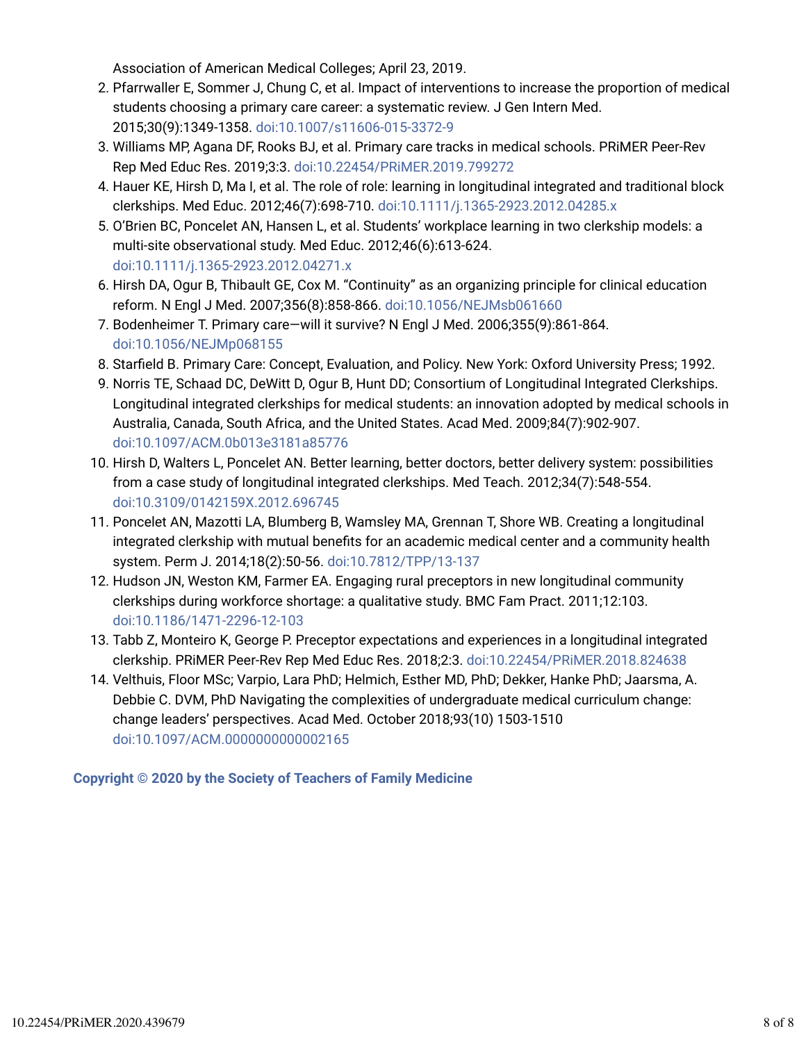Association of American Medical Colleges; April 23, 2019.

2. Pfarrwaller E, Sommer J, Chung C, et al. Impact of interventions to increase the proportion of medical students choosing a primary care career: a systematic review. J Gen Intern Med. 2015;30(9):1349-1358. doi:10.1007/s11606-015-3372-9
3. Williams MP, Agana DF, Rooks BJ, et al. Primary care tracks in medical schools. PRiMER Peer-Rev Rep Med Educ Res. 2019;3:3. doi:10.22454/PRiMER.2019.799272
4. Hauer KE, Hirsh D, Ma I, et al. The role of role: learning in longitudinal integrated and traditional block clerkships. Med Educ. 2012;46(7):698-710. doi:10.1111/j.1365-2923.2012.04285.x
5. O'Brien BC, Poncelet AN, Hansen L, et al. Students' workplace learning in two clerkship models: a multi-site observational study. Med Educ. 2012;46(6):613-624. doi:10.1111/j.1365-2923.2012.04271.x
6. Hirsh DA, Ogur B, Thibault GE, Cox M. "Continuity" as an organizing principle for clinical education reform. N Engl J Med. 2007;356(8):858-866. doi:10.1056/NEJMsb061660
7. Bodenheimer T. Primary care—will it survive? N Engl J Med. 2006;355(9):861-864. doi:10.1056/NEJMp068155
8. Starfield B. Primary Care: Concept, Evaluation, and Policy. New York: Oxford University Press; 1992.
9. Norris TE, Schaad DC, DeWitt D, Ogur B, Hunt DD; Consortium of Longitudinal Integrated Clerkships. Longitudinal integrated clerkships for medical students: an innovation adopted by medical schools in Australia, Canada, South Africa, and the United States. Acad Med. 2009;84(7):902-907. doi:10.1097/ACM.0b013e3181a85776
10. Hirsh D, Walters L, Poncelet AN. Better learning, better doctors, better delivery system: possibilities from a case study of longitudinal integrated clerkships. Med Teach. 2012;34(7):548-554. doi:10.3109/0142159X.2012.696745
11. Poncelet AN, Mazotti LA, Blumberg B, Wamsley MA, Grennan T, Shore WB. Creating a longitudinal integrated clerkship with mutual benefits for an academic medical center and a community health system. Perm J. 2014;18(2):50-56. doi:10.7812/TPP/13-137
12. Hudson JN, Weston KM, Farmer EA. Engaging rural preceptors in new longitudinal community clerkships during workforce shortage: a qualitative study. BMC Fam Pract. 2011;12:103. doi:10.1186/1471-2296-12-103
13. Tabb Z, Monteiro K, George P. Preceptor expectations and experiences in a longitudinal integrated clerkship. PRiMER Peer-Rev Rep Med Educ Res. 2018;2:3. doi:10.22454/PRiMER.2018.824638
14. Velthuis, Floor MSc; Varpio, Lara PhD; Helmich, Esther MD, PhD; Dekker, Hanke PhD; Jaarsma, A. Debbie C. DVM, PhD Navigating the complexities of undergraduate medical curriculum change: change leaders' perspectives. Acad Med. October 2018;93(10) 1503-1510 doi:10.1097/ACM.0000000000002165

**Copyright © 2020 by the Society of Teachers of Family Medicine**